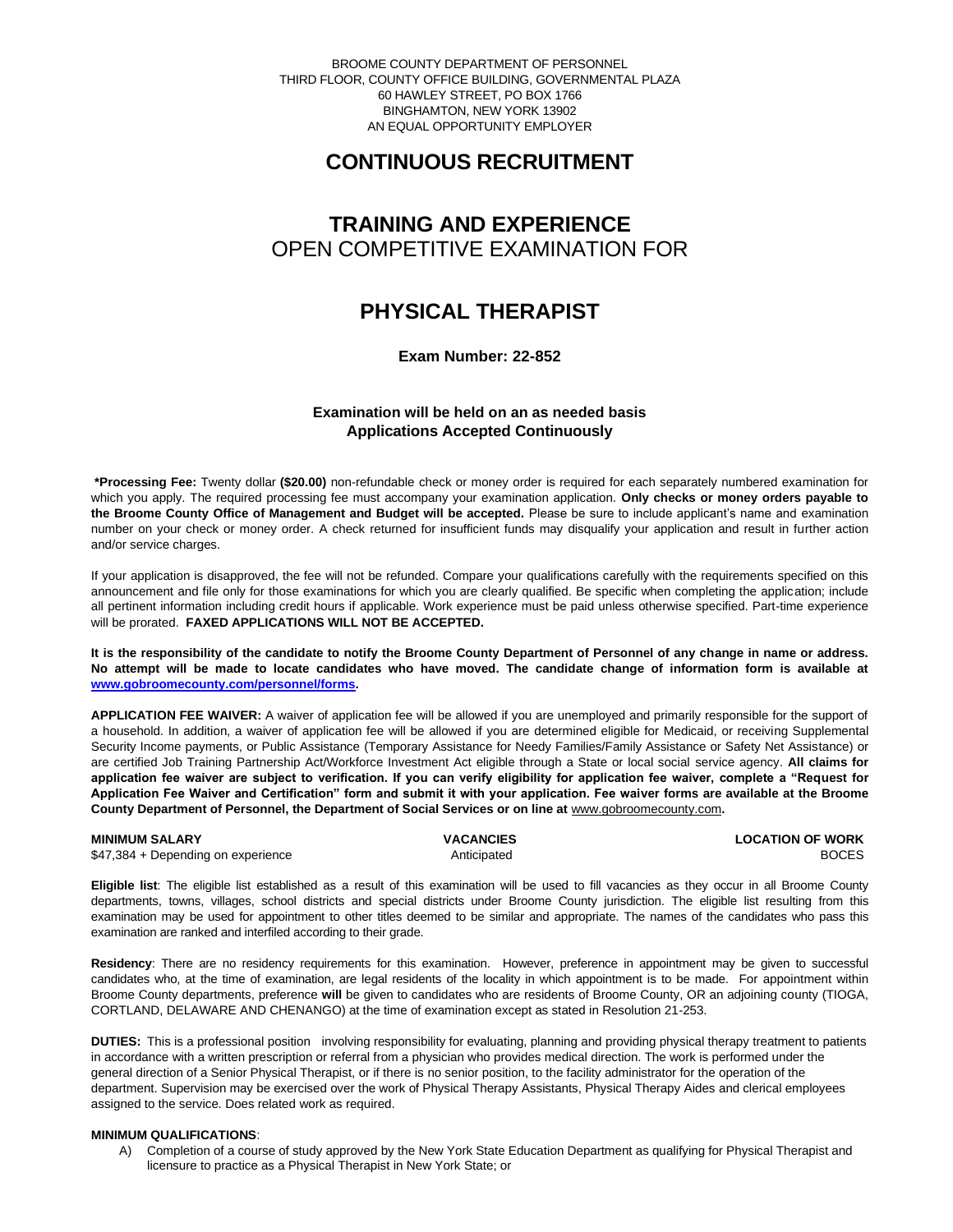BROOME COUNTY DEPARTMENT OF PERSONNEL
THIRD FLOOR, COUNTY OFFICE BUILDING, GOVERNMENTAL PLAZA
60 HAWLEY STREET, PO BOX 1766
BINGHAMTON, NEW YORK 13902
AN EQUAL OPPORTUNITY EMPLOYER

# CONTINUOUS RECRUITMENT

# TRAINING AND EXPERIENCE
## OPEN COMPETITIVE EXAMINATION FOR

# PHYSICAL THERAPIST

**Exam Number: 22-852**

**Examination will be held on an as needed basis**
**Applications Accepted Continuously**

**\*Processing Fee:** Twenty dollar **($20.00)** non-refundable check or money order is required for each separately numbered examination for which you apply. The required processing fee must accompany your examination application. **Only checks or money orders payable to the Broome County Office of Management and Budget will be accepted.** Please be sure to include applicant's name and examination number on your check or money order. A check returned for insufficient funds may disqualify your application and result in further action and/or service charges.

If your application is disapproved, the fee will not be refunded. Compare your qualifications carefully with the requirements specified on this announcement and file only for those examinations for which you are clearly qualified. Be specific when completing the application; include all pertinent information including credit hours if applicable. Work experience must be paid unless otherwise specified. Part-time experience will be prorated. **FAXED APPLICATIONS WILL NOT BE ACCEPTED.**

**It is the responsibility of the candidate to notify the Broome County Department of Personnel of any change in name or address. No attempt will be made to locate candidates who have moved. The candidate change of information form is available at www.gobroomecounty.com/personnel/forms.**

**APPLICATION FEE WAIVER:** A waiver of application fee will be allowed if you are unemployed and primarily responsible for the support of a household. In addition, a waiver of application fee will be allowed if you are determined eligible for Medicaid, or receiving Supplemental Security Income payments, or Public Assistance (Temporary Assistance for Needy Families/Family Assistance or Safety Net Assistance) or are certified Job Training Partnership Act/Workforce Investment Act eligible through a State or local social service agency. **All claims for application fee waiver are subject to verification. If you can verify eligibility for application fee waiver, complete a "Request for Application Fee Waiver and Certification" form and submit it with your application. Fee waiver forms are available at the Broome County Department of Personnel, the Department of Social Services or on line at** www.gobroomecounty.com**.**

| MINIMUM SALARY | VACANCIES | LOCATION OF WORK |
|---|---|---|
| $47,384 + Depending on experience | Anticipated | BOCES |

**Eligible list**: The eligible list established as a result of this examination will be used to fill vacancies as they occur in all Broome County departments, towns, villages, school districts and special districts under Broome County jurisdiction. The eligible list resulting from this examination may be used for appointment to other titles deemed to be similar and appropriate. The names of the candidates who pass this examination are ranked and interfiled according to their grade.

**Residency**: There are no residency requirements for this examination. However, preference in appointment may be given to successful candidates who, at the time of examination, are legal residents of the locality in which appointment is to be made. For appointment within Broome County departments, preference **will** be given to candidates who are residents of Broome County, OR an adjoining county (TIOGA, CORTLAND, DELAWARE AND CHENANGO) at the time of examination except as stated in Resolution 21-253.

**DUTIES:** This is a professional position involving responsibility for evaluating, planning and providing physical therapy treatment to patients in accordance with a written prescription or referral from a physician who provides medical direction. The work is performed under the general direction of a Senior Physical Therapist, or if there is no senior position, to the facility administrator for the operation of the department. Supervision may be exercised over the work of Physical Therapy Assistants, Physical Therapy Aides and clerical employees assigned to the service. Does related work as required.

**MINIMUM QUALIFICATIONS**:

A) Completion of a course of study approved by the New York State Education Department as qualifying for Physical Therapist and licensure to practice as a Physical Therapist in New York State; or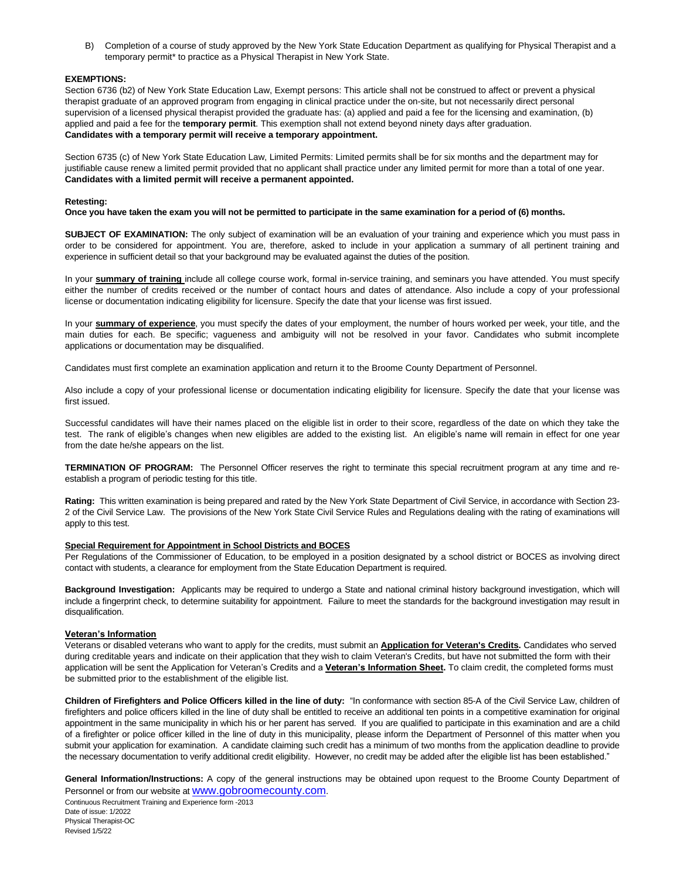B) Completion of a course of study approved by the New York State Education Department as qualifying for Physical Therapist and a temporary permit* to practice as a Physical Therapist in New York State.

**EXEMPTIONS:**

Section 6736 (b2) of New York State Education Law, Exempt persons: This article shall not be construed to affect or prevent a physical therapist graduate of an approved program from engaging in clinical practice under the on-site, but not necessarily direct personal supervision of a licensed physical therapist provided the graduate has: (a) applied and paid a fee for the licensing and examination, (b) applied and paid a fee for the **temporary permit**. This exemption shall not extend beyond ninety days after graduation.
**Candidates with a temporary permit will receive a temporary appointment.**

Section 6735 (c) of New York State Education Law, Limited Permits: Limited permits shall be for six months and the department may for justifiable cause renew a limited permit provided that no applicant shall practice under any limited permit for more than a total of one year.
**Candidates with a limited permit will receive a permanent appointed.**

**Retesting:**

**Once you have taken the exam you will not be permitted to participate in the same examination for a period of (6) months.**

**SUBJECT OF EXAMINATION:** The only subject of examination will be an evaluation of your training and experience which you must pass in order to be considered for appointment. You are, therefore, asked to include in your application a summary of all pertinent training and experience in sufficient detail so that your background may be evaluated against the duties of the position.

In your **summary of training** include all college course work, formal in-service training, and seminars you have attended. You must specify either the number of credits received or the number of contact hours and dates of attendance. Also include a copy of your professional license or documentation indicating eligibility for licensure. Specify the date that your license was first issued.

In your **summary of experience**, you must specify the dates of your employment, the number of hours worked per week, your title, and the main duties for each. Be specific; vagueness and ambiguity will not be resolved in your favor. Candidates who submit incomplete applications or documentation may be disqualified.

Candidates must first complete an examination application and return it to the Broome County Department of Personnel.

Also include a copy of your professional license or documentation indicating eligibility for licensure. Specify the date that your license was first issued.

Successful candidates will have their names placed on the eligible list in order to their score, regardless of the date on which they take the test. The rank of eligible's changes when new eligibles are added to the existing list. An eligible's name will remain in effect for one year from the date he/she appears on the list.

**TERMINATION OF PROGRAM:** The Personnel Officer reserves the right to terminate this special recruitment program at any time and re-establish a program of periodic testing for this title.

**Rating:** This written examination is being prepared and rated by the New York State Department of Civil Service, in accordance with Section 23-2 of the Civil Service Law. The provisions of the New York State Civil Service Rules and Regulations dealing with the rating of examinations will apply to this test.

**Special Requirement for Appointment in School Districts and BOCES**

Per Regulations of the Commissioner of Education, to be employed in a position designated by a school district or BOCES as involving direct contact with students, a clearance for employment from the State Education Department is required.

**Background Investigation:** Applicants may be required to undergo a State and national criminal history background investigation, which will include a fingerprint check, to determine suitability for appointment. Failure to meet the standards for the background investigation may result in disqualification.

**Veteran's Information**

Veterans or disabled veterans who want to apply for the credits, must submit an **Application for Veteran's Credits.** Candidates who served during creditable years and indicate on their application that they wish to claim Veteran's Credits, but have not submitted the form with their application will be sent the Application for Veteran's Credits and a **Veteran's Information Sheet.** To claim credit, the completed forms must be submitted prior to the establishment of the eligible list.

**Children of Firefighters and Police Officers killed in the line of duty:** "In conformance with section 85-A of the Civil Service Law, children of firefighters and police officers killed in the line of duty shall be entitled to receive an additional ten points in a competitive examination for original appointment in the same municipality in which his or her parent has served. If you are qualified to participate in this examination and are a child of a firefighter or police officer killed in the line of duty in this municipality, please inform the Department of Personnel of this matter when you submit your application for examination. A candidate claiming such credit has a minimum of two months from the application deadline to provide the necessary documentation to verify additional credit eligibility. However, no credit may be added after the eligible list has been established."

**General Information/Instructions:** A copy of the general instructions may be obtained upon request to the Broome County Department of Personnel or from our website at www.gobroomecounty.com.

Continuous Recruitment Training and Experience form -2013
Date of issue: 1/2022
Physical Therapist-OC
Revised 1/5/22